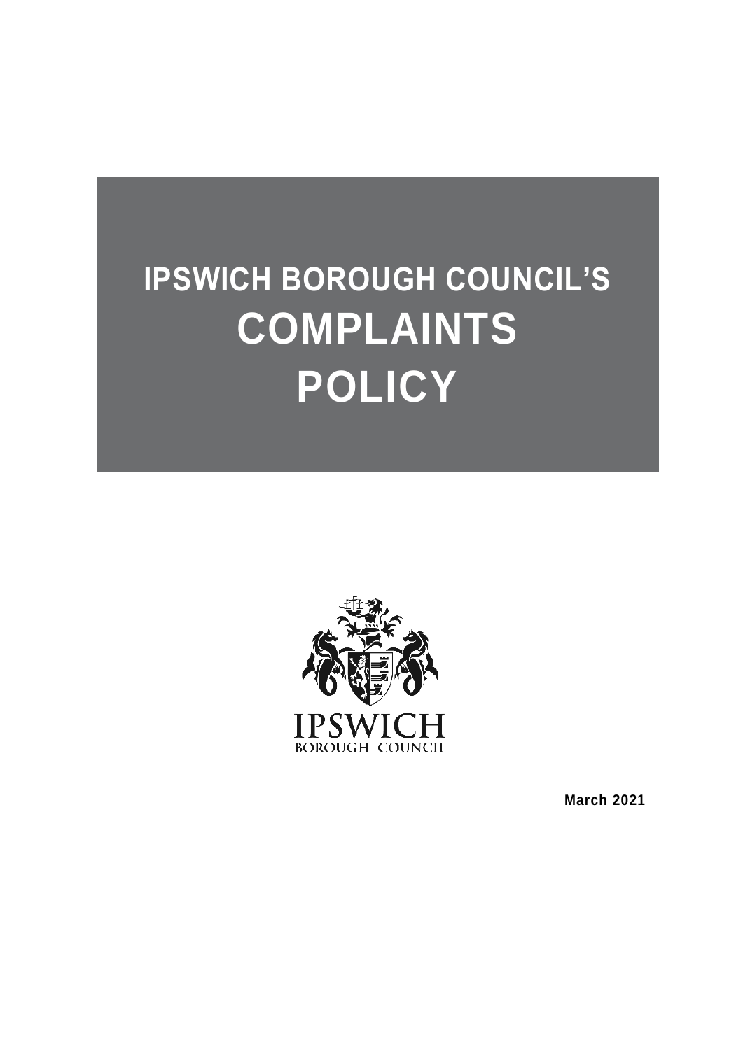# IPSWICH BOROUGH COUNCIL'S COMPLAINTS POLICY

IPSWICH
BOROUGH COUNCIL

**March 2021**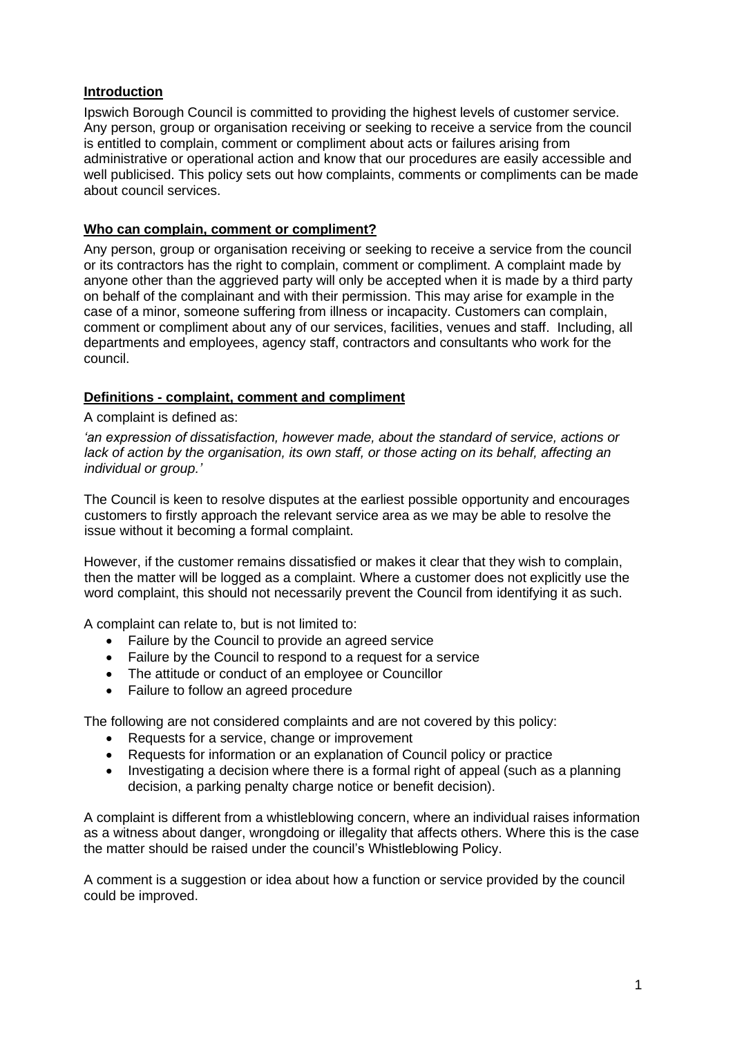## Introduction

Ipswich Borough Council is committed to providing the highest levels of customer service. Any person, group or organisation receiving or seeking to receive a service from the council is entitled to complain, comment or compliment about acts or failures arising from administrative or operational action and know that our procedures are easily accessible and well publicised. This policy sets out how complaints, comments or compliments can be made about council services.

## Who can complain, comment or compliment?

Any person, group or organisation receiving or seeking to receive a service from the council or its contractors has the right to complain, comment or compliment. A complaint made by anyone other than the aggrieved party will only be accepted when it is made by a third party on behalf of the complainant and with their permission. This may arise for example in the case of a minor, someone suffering from illness or incapacity. Customers can complain, comment or compliment about any of our services, facilities, venues and staff. Including, all departments and employees, agency staff, contractors and consultants who work for the council.

## Definitions - complaint, comment and compliment

A complaint is defined as:

*'an expression of dissatisfaction, however made, about the standard of service, actions or lack of action by the organisation, its own staff, or those acting on its behalf, affecting an individual or group.'*

The Council is keen to resolve disputes at the earliest possible opportunity and encourages customers to firstly approach the relevant service area as we may be able to resolve the issue without it becoming a formal complaint.

However, if the customer remains dissatisfied or makes it clear that they wish to complain, then the matter will be logged as a complaint. Where a customer does not explicitly use the word complaint, this should not necessarily prevent the Council from identifying it as such.

A complaint can relate to, but is not limited to:

- Failure by the Council to provide an agreed service
- Failure by the Council to respond to a request for a service
- The attitude or conduct of an employee or Councillor
- Failure to follow an agreed procedure

The following are not considered complaints and are not covered by this policy:

- Requests for a service, change or improvement
- Requests for information or an explanation of Council policy or practice
- Investigating a decision where there is a formal right of appeal (such as a planning decision, a parking penalty charge notice or benefit decision).

A complaint is different from a whistleblowing concern, where an individual raises information as a witness about danger, wrongdoing or illegality that affects others. Where this is the case the matter should be raised under the council's Whistleblowing Policy.

A comment is a suggestion or idea about how a function or service provided by the council could be improved.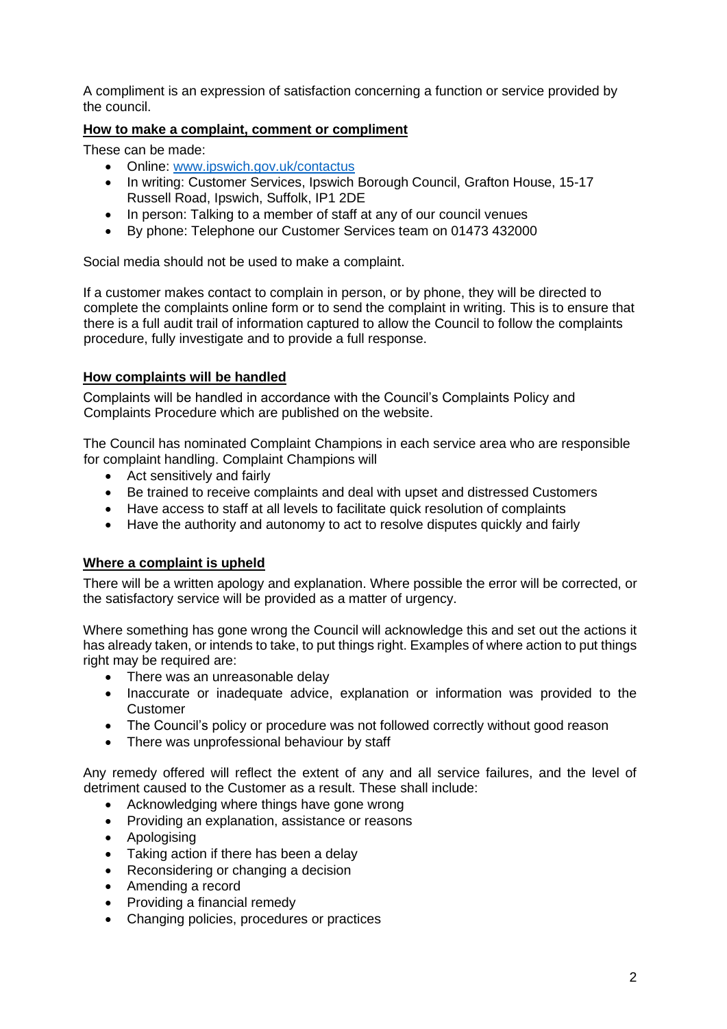A compliment is an expression of satisfaction concerning a function or service provided by the council.

## How to make a complaint, comment or compliment

These can be made:

- Online: [www.ipswich.gov.uk/contactus](http://www.ipswich.gov.uk/contactus)
- In writing: Customer Services, Ipswich Borough Council, Grafton House, 15-17 Russell Road, Ipswich, Suffolk, IP1 2DE
- In person: Talking to a member of staff at any of our council venues
- By phone: Telephone our Customer Services team on 01473 432000

Social media should not be used to make a complaint.

If a customer makes contact to complain in person, or by phone, they will be directed to complete the complaints online form or to send the complaint in writing. This is to ensure that there is a full audit trail of information captured to allow the Council to follow the complaints procedure, fully investigate and to provide a full response.

## How complaints will be handled

Complaints will be handled in accordance with the Council's Complaints Policy and Complaints Procedure which are published on the website.

The Council has nominated Complaint Champions in each service area who are responsible for complaint handling. Complaint Champions will

- Act sensitively and fairly
- Be trained to receive complaints and deal with upset and distressed Customers
- Have access to staff at all levels to facilitate quick resolution of complaints
- Have the authority and autonomy to act to resolve disputes quickly and fairly

## Where a complaint is upheld

There will be a written apology and explanation. Where possible the error will be corrected, or the satisfactory service will be provided as a matter of urgency.

Where something has gone wrong the Council will acknowledge this and set out the actions it has already taken, or intends to take, to put things right. Examples of where action to put things right may be required are:

- There was an unreasonable delay
- Inaccurate or inadequate advice, explanation or information was provided to the Customer
- The Council's policy or procedure was not followed correctly without good reason
- There was unprofessional behaviour by staff

Any remedy offered will reflect the extent of any and all service failures, and the level of detriment caused to the Customer as a result. These shall include:

- Acknowledging where things have gone wrong
- Providing an explanation, assistance or reasons
- Apologising
- Taking action if there has been a delay
- Reconsidering or changing a decision
- Amending a record
- Providing a financial remedy
- Changing policies, procedures or practices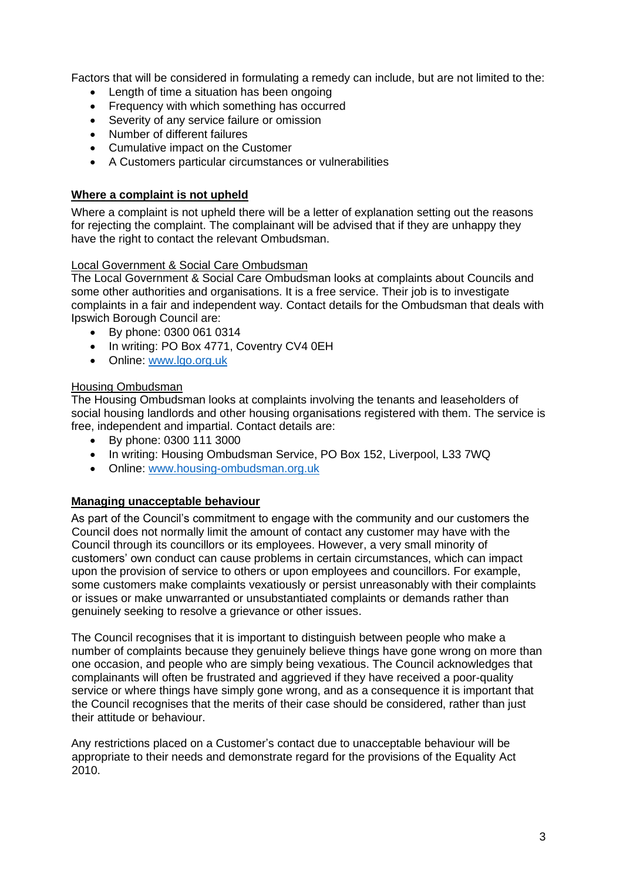Factors that will be considered in formulating a remedy can include, but are not limited to the:

- Length of time a situation has been ongoing
- Frequency with which something has occurred
- Severity of any service failure or omission
- Number of different failures
- Cumulative impact on the Customer
- A Customers particular circumstances or vulnerabilities

## Where a complaint is not upheld

Where a complaint is not upheld there will be a letter of explanation setting out the reasons for rejecting the complaint. The complainant will be advised that if they are unhappy they have the right to contact the relevant Ombudsman.

### Local Government & Social Care Ombudsman

The Local Government & Social Care Ombudsman looks at complaints about Councils and some other authorities and organisations. It is a free service. Their job is to investigate complaints in a fair and independent way. Contact details for the Ombudsman that deals with Ipswich Borough Council are:

- By phone: 0300 061 0314
- In writing: PO Box 4771, Coventry CV4 0EH
- Online: [www.lgo.org.uk](www.lgo.org.uk)

### Housing Ombudsman

The Housing Ombudsman looks at complaints involving the tenants and leaseholders of social housing landlords and other housing organisations registered with them. The service is free, independent and impartial. Contact details are:

- By phone: 0300 111 3000
- In writing: Housing Ombudsman Service, PO Box 152, Liverpool, L33 7WQ
- Online: [www.housing-ombudsman.org.uk](www.housing-ombudsman.org.uk)

## Managing unacceptable behaviour

As part of the Council's commitment to engage with the community and our customers the Council does not normally limit the amount of contact any customer may have with the Council through its councillors or its employees. However, a very small minority of customers' own conduct can cause problems in certain circumstances, which can impact upon the provision of service to others or upon employees and councillors. For example, some customers make complaints vexatiously or persist unreasonably with their complaints or issues or make unwarranted or unsubstantiated complaints or demands rather than genuinely seeking to resolve a grievance or other issues.

The Council recognises that it is important to distinguish between people who make a number of complaints because they genuinely believe things have gone wrong on more than one occasion, and people who are simply being vexatious. The Council acknowledges that complainants will often be frustrated and aggrieved if they have received a poor-quality service or where things have simply gone wrong, and as a consequence it is important that the Council recognises that the merits of their case should be considered, rather than just their attitude or behaviour.

Any restrictions placed on a Customer's contact due to unacceptable behaviour will be appropriate to their needs and demonstrate regard for the provisions of the Equality Act 2010.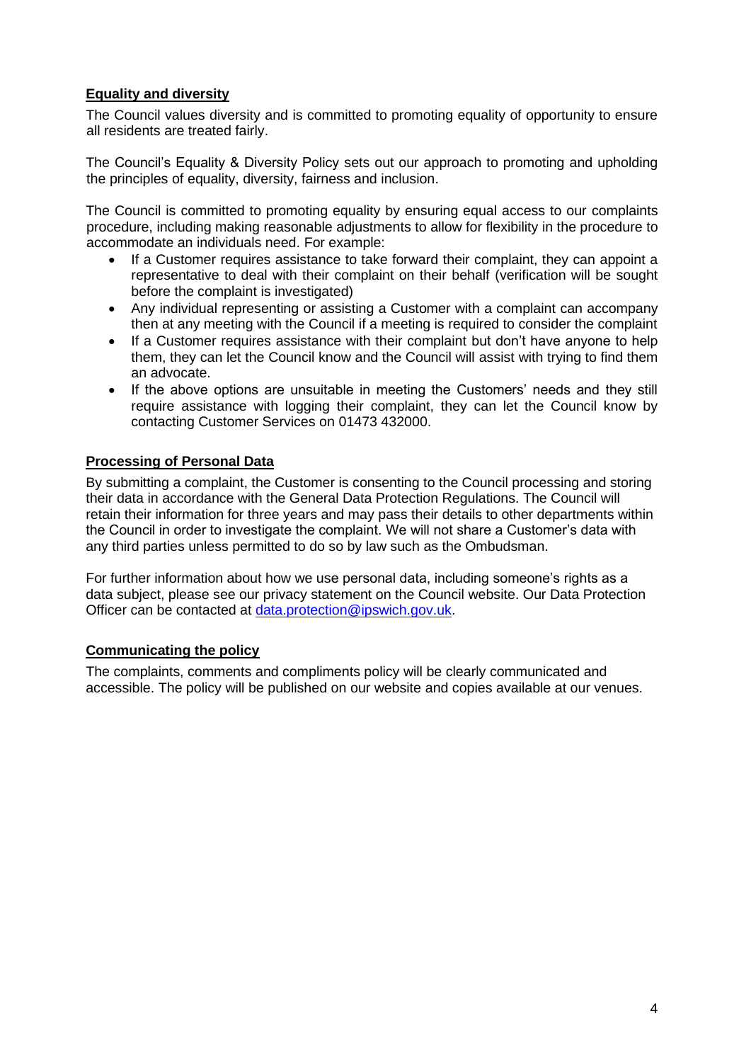**Equality and diversity**

The Council values diversity and is committed to promoting equality of opportunity to ensure all residents are treated fairly.

The Council's Equality & Diversity Policy sets out our approach to promoting and upholding the principles of equality, diversity, fairness and inclusion.

The Council is committed to promoting equality by ensuring equal access to our complaints procedure, including making reasonable adjustments to allow for flexibility in the procedure to accommodate an individuals need. For example:

- If a Customer requires assistance to take forward their complaint, they can appoint a representative to deal with their complaint on their behalf (verification will be sought before the complaint is investigated)
- Any individual representing or assisting a Customer with a complaint can accompany then at any meeting with the Council if a meeting is required to consider the complaint
- If a Customer requires assistance with their complaint but don't have anyone to help them, they can let the Council know and the Council will assist with trying to find them an advocate.
- If the above options are unsuitable in meeting the Customers' needs and they still require assistance with logging their complaint, they can let the Council know by contacting Customer Services on 01473 432000.

**Processing of Personal Data**

By submitting a complaint, the Customer is consenting to the Council processing and storing their data in accordance with the General Data Protection Regulations. The Council will retain their information for three years and may pass their details to other departments within the Council in order to investigate the complaint. We will not share a Customer's data with any third parties unless permitted to do so by law such as the Ombudsman.

For further information about how we use personal data, including someone's rights as a data subject, please see our privacy statement on the Council website. Our Data Protection Officer can be contacted at data.protection@ipswich.gov.uk.

**Communicating the policy**

The complaints, comments and compliments policy will be clearly communicated and accessible. The policy will be published on our website and copies available at our venues.